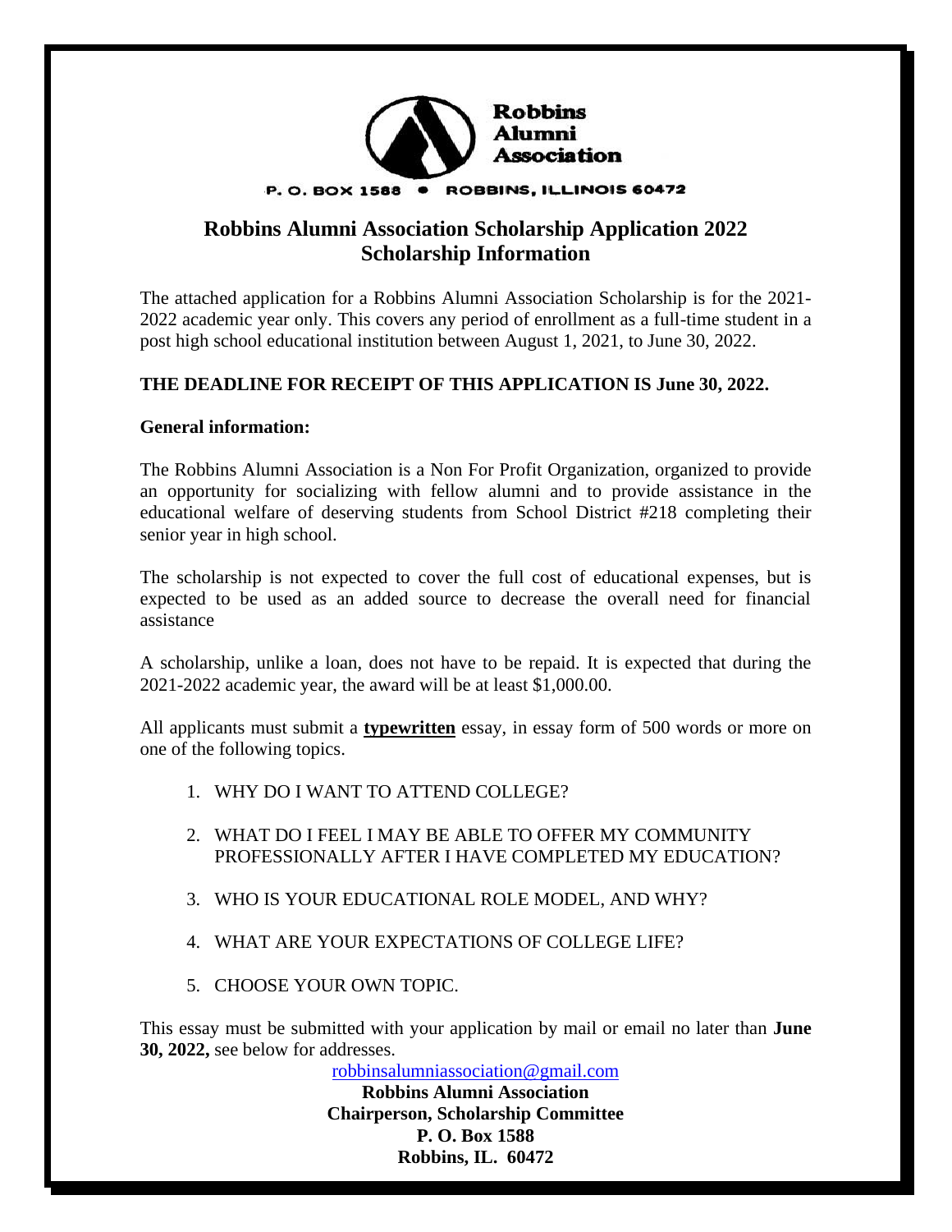**Robbins Alumni Association**

P. O. BOX 1588 • ROBBINS, ILLINOIS 60472

# Robbins Alumni Association Scholarship Application 2022
## Scholarship Information

The attached application for a Robbins Alumni Association Scholarship is for the 2021-2022 academic year only. This covers any period of enrollment as a full-time student in a post high school educational institution between August 1, 2021, to June 30, 2022.

**THE DEADLINE FOR RECEIPT OF THIS APPLICATION IS June 30, 2022.**

**General information:**

The Robbins Alumni Association is a Non For Profit Organization, organized to provide an opportunity for socializing with fellow alumni and to provide assistance in the educational welfare of deserving students from School District #218 completing their senior year in high school.

The scholarship is not expected to cover the full cost of educational expenses, but is expected to be used as an added source to decrease the overall need for financial assistance

A scholarship, unlike a loan, does not have to be repaid. It is expected that during the 2021-2022 academic year, the award will be at least $1,000.00.

All applicants must submit a **typewritten** essay, in essay form of 500 words or more on one of the following topics.

1. WHY DO I WANT TO ATTEND COLLEGE?
2. WHAT DO I FEEL I MAY BE ABLE TO OFFER MY COMMUNITY PROFESSIONALLY AFTER I HAVE COMPLETED MY EDUCATION?
3. WHO IS YOUR EDUCATIONAL ROLE MODEL, AND WHY?
4. WHAT ARE YOUR EXPECTATIONS OF COLLEGE LIFE?
5. CHOOSE YOUR OWN TOPIC.

This essay must be submitted with your application by mail or email no later than **June 30, 2022,** see below for addresses.

robbinsalumniassociation@gmail.com

**Robbins Alumni Association**
**Chairperson, Scholarship Committee**
**P. O. Box 1588**
**Robbins, IL. 60472**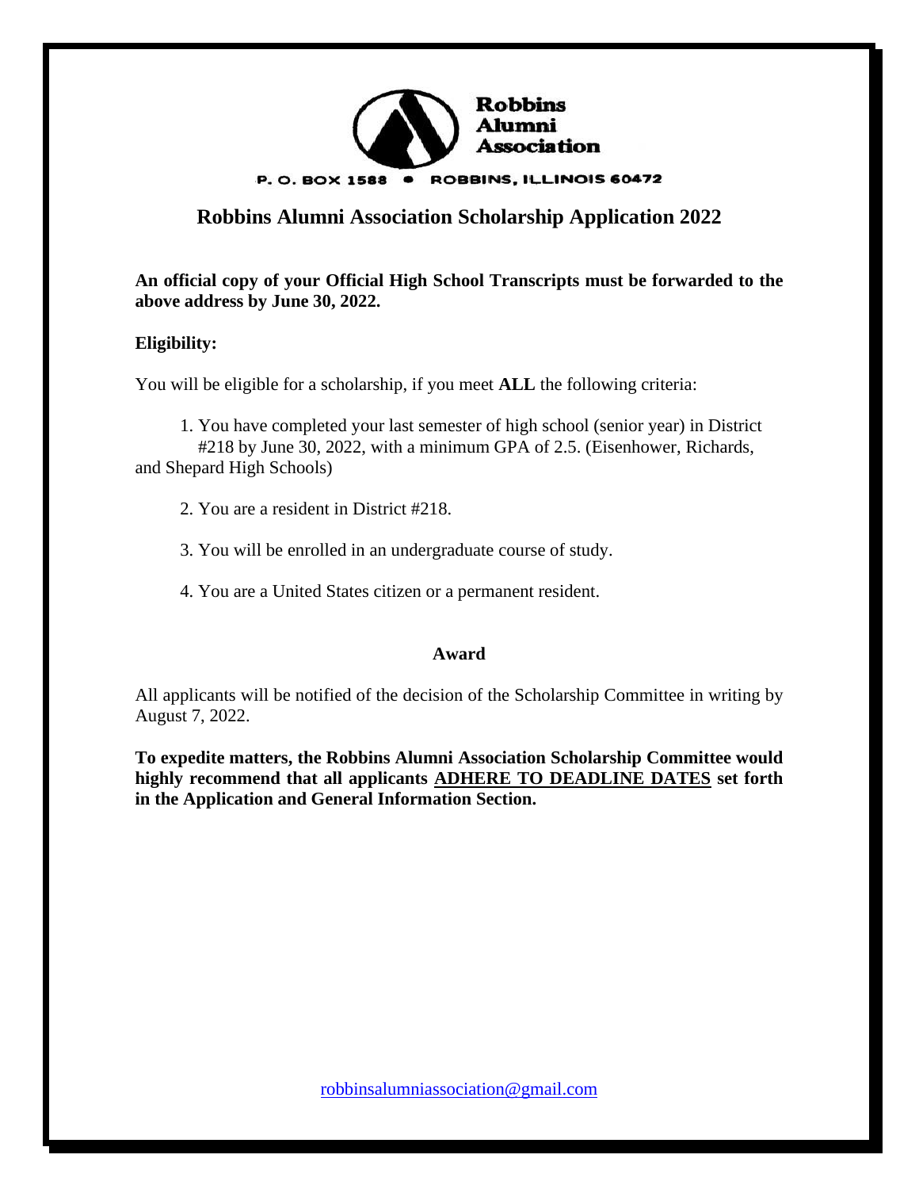**Robbins Alumni Association**

P. O. BOX 1588 • ROBBINS, ILLINOIS 60472

## Robbins Alumni Association Scholarship Application 2022

**An official copy of your Official High School Transcripts must be forwarded to the above address by June 30, 2022.**

**Eligibility:**

You will be eligible for a scholarship, if you meet **ALL** the following criteria:

1. You have completed your last semester of high school (senior year) in District #218 by June 30, 2022, with a minimum GPA of 2.5. (Eisenhower, Richards, and Shepard High Schools)

2. You are a resident in District #218.

3. You will be enrolled in an undergraduate course of study.

4. You are a United States citizen or a permanent resident.

**Award**

All applicants will be notified of the decision of the Scholarship Committee in writing by August 7, 2022.

**To expedite matters, the Robbins Alumni Association Scholarship Committee would highly recommend that all applicants <u>ADHERE TO DEADLINE DATES</u> set forth in the Application and General Information Section.**

robbinsalumniassociation@gmail.com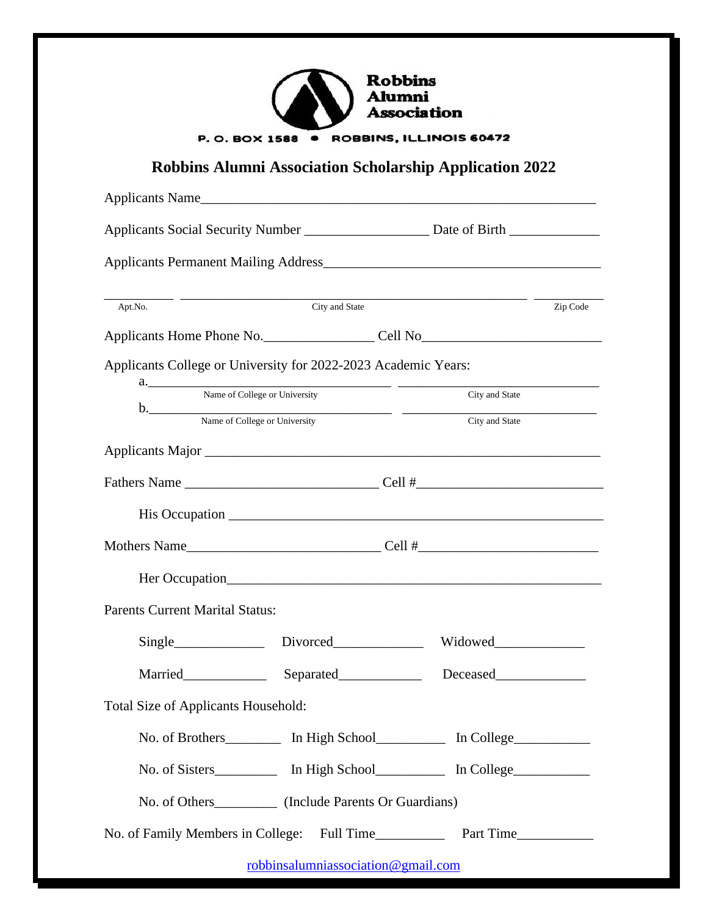**Robbins Alumni Association**

P. O. BOX 1588 • ROBBINS, ILLINOIS 60472

## Robbins Alumni Association Scholarship Application 2022

Applicants Name___________________________________________________________

Applicants Social Security Number _________________ Date of Birth _____________

Applicants Permanent Mailing Address________________________________________

__________ ____________________________________________________ __________
Apt.No. City and State Zip Code

Applicants Home Phone No.________________ Cell No__________________________

Applicants College or University for 2022-2023 Academic Years:

a.___________________________________ _____________________________
Name of College or University City and State

b.___________________________________ _____________________________
Name of College or University City and State

Applicants Major _________________________________________________________

Fathers Name ____________________________ Cell #__________________________

His Occupation ___________________________________________________

Mothers Name____________________________ Cell #__________________________

Her Occupation___________________________________________________

Parents Current Marital Status:

Single_____________ Divorced_____________ Widowed_____________

Married____________ Separated____________ Deceased_____________

Total Size of Applicants Household:

No. of Brothers________ In High School__________ In College___________

No. of Sisters_________ In High School__________ In College___________

No. of Others_________ (Include Parents Or Guardians)

No. of Family Members in College: Full Time__________ Part Time___________

robbinsalumniassociation@gmail.com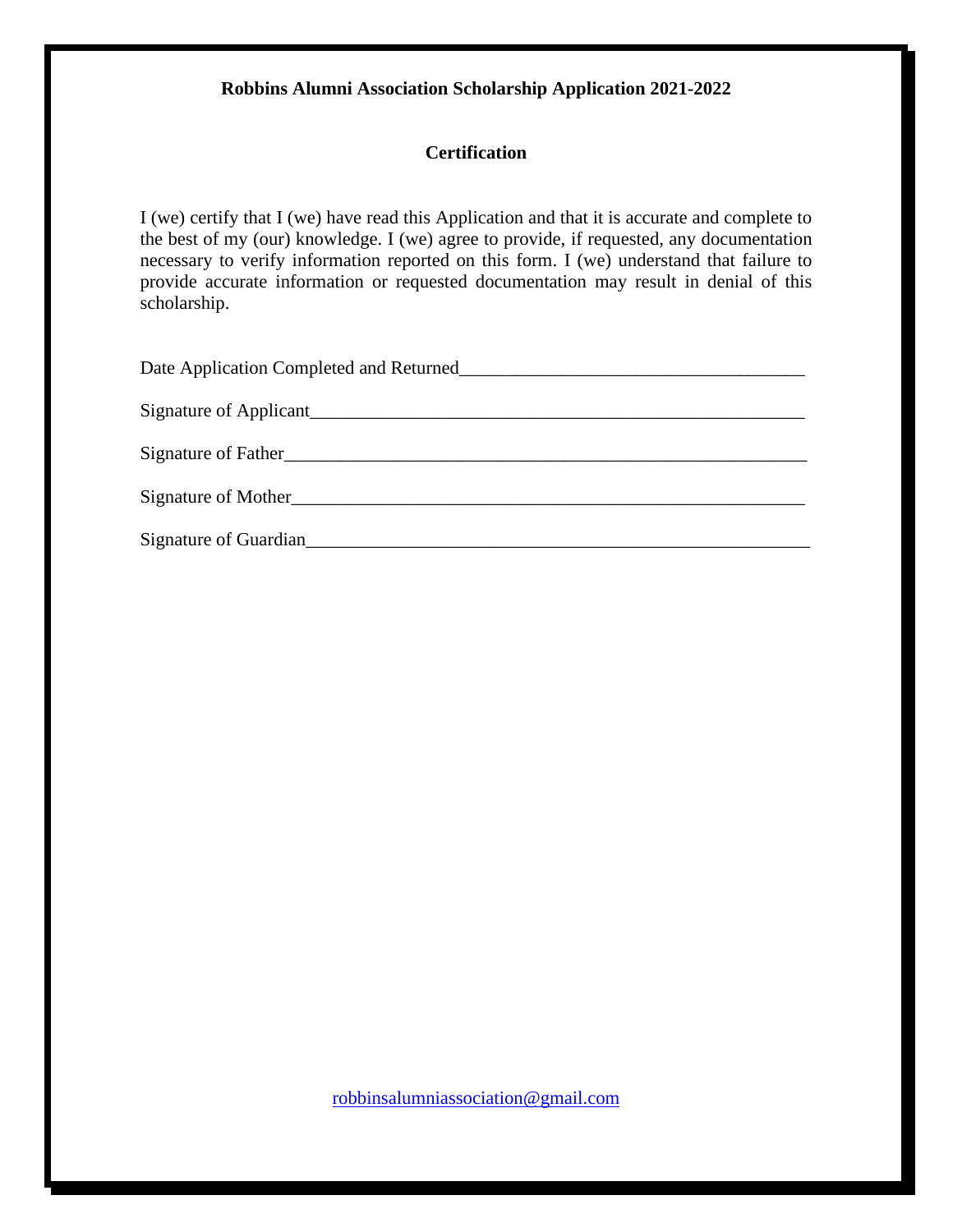**Robbins Alumni Association Scholarship Application 2021-2022**

**Certification**

I (we) certify that I (we) have read this Application and that it is accurate and complete to the best of my (our) knowledge. I (we) agree to provide, if requested, any documentation necessary to verify information reported on this form. I (we) understand that failure to provide accurate information or requested documentation may result in denial of this scholarship.

Date Application Completed and Returned_____________________________________

Signature of Applicant_______________________________________________________

Signature of Father__________________________________________________________

Signature of Mother_________________________________________________________

Signature of Guardian________________________________________________________

robbinsalumniassociation@gmail.com